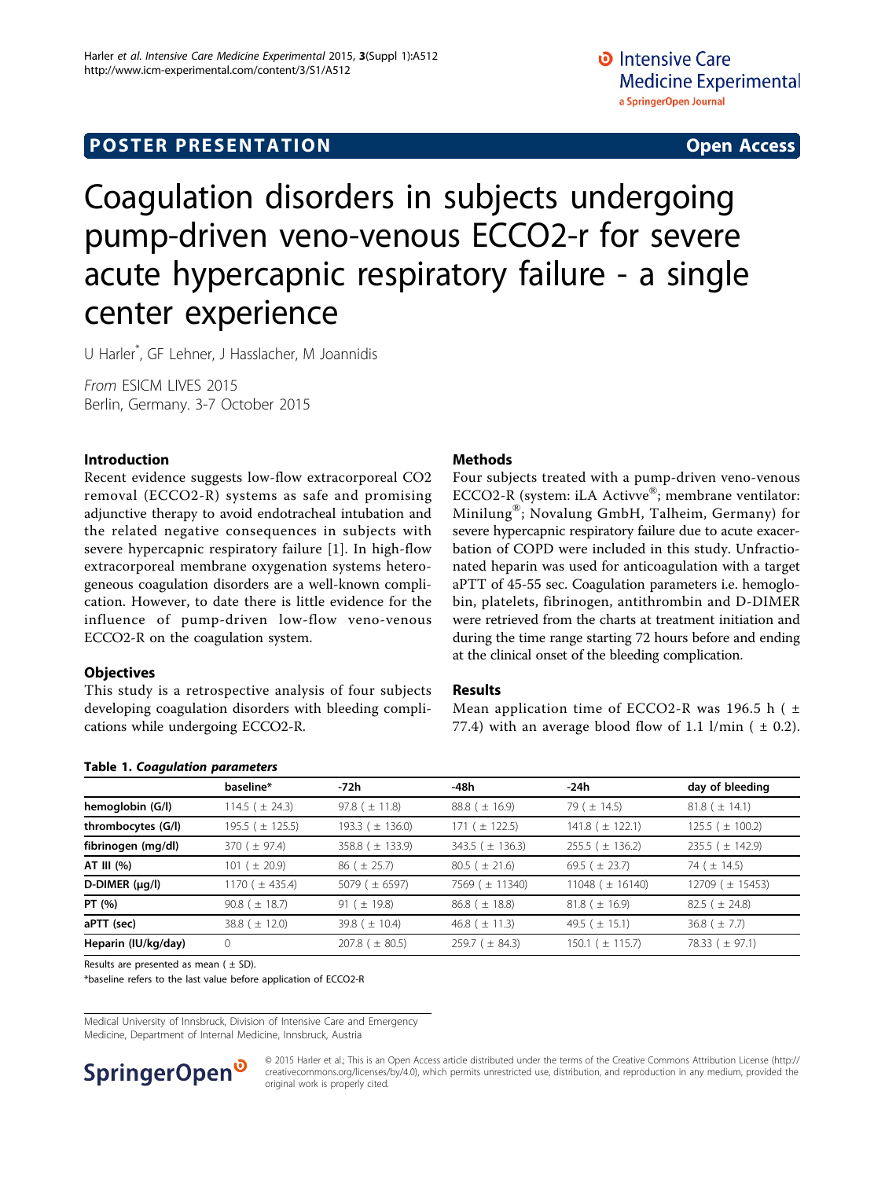POSTER PRESENTATION Open Access

# Coagulation disorders in subjects undergoing pump-driven veno-venous ECCO2-r for severe acute hypercapnic respiratory failure - a single center experience

U Harler*, GF Lehner, J Hasslacher, M Joannidis

*From* ESICM LIVES 2015
Berlin, Germany. 3-7 October 2015

## Introduction

Recent evidence suggests low-flow extracorporeal CO2 removal (ECCO2-R) systems as safe and promising adjunctive therapy to avoid endotracheal intubation and the related negative consequences in subjects with severe hypercapnic respiratory failure [1]. In high-flow extracorporeal membrane oxygenation systems heterogeneous coagulation disorders are a well-known complication. However, to date there is little evidence for the influence of pump-driven low-flow veno-venous ECCO2-R on the coagulation system.

## Objectives

This study is a retrospective analysis of four subjects developing coagulation disorders with bleeding complications while undergoing ECCO2-R.

## Methods

Four subjects treated with a pump-driven veno-venous ECCO2-R (system: iLA Activve®; membrane ventilator: Minilung®; Novalung GmbH, Talheim, Germany) for severe hypercapnic respiratory failure due to acute exacerbation of COPD were included in this study. Unfractionated heparin was used for anticoagulation with a target aPTT of 45-55 sec. Coagulation parameters i.e. hemoglobin, platelets, fibrinogen, antithrombin and D-DIMER were retrieved from the charts at treatment initiation and during the time range starting 72 hours before and ending at the clinical onset of the bleeding complication.

## Results

Mean application time of ECCO2-R was 196.5 h ( ± 77.4) with an average blood flow of 1.1 l/min ( ± 0.2).

**Table 1.** *Coagulation parameters*

| | baseline* | -72h | -48h | -24h | day of bleeding |
|---|---|---|---|---|---|
| **hemoglobin (G/l)** | 114.5 ( ± 24.3) | 97.8 ( ± 11.8) | 88.8 ( ± 16.9) | 79 ( ± 14.5) | 81.8 ( ± 14.1) |
| **thrombocytes (G/l)** | 195.5 ( ± 125.5) | 193.3 ( ± 136.0) | 171 ( ± 122.5) | 141.8 ( ± 122.1) | 125.5 ( ± 100.2) |
| **fibrinogen (mg/dl)** | 370 ( ± 97.4) | 358.8 ( ± 133.9) | 343.5 ( ± 136.3) | 255.5 ( ± 136.2) | 235.5 ( ± 142.9) |
| **AT III (%)** | 101 ( ± 20.9) | 86 ( ± 25.7) | 80.5 ( ± 21.6) | 69.5 ( ± 23.7) | 74 ( ± 14.5) |
| **D-DIMER (µg/l)** | 1170 ( ± 435.4) | 5079 ( ± 6597) | 7569 ( ± 11340) | 11048 ( ± 16140) | 12709 ( ± 15453) |
| **PT (%)** | 90.8 ( ± 18.7) | 91 ( ± 19.8) | 86.8 ( ± 18.8) | 81.8 ( ± 16.9) | 82.5 ( ± 24.8) |
| **aPTT (sec)** | 38.8 ( ± 12.0) | 39.8 ( ± 10.4) | 46.8 ( ± 11.3) | 49.5 ( ± 15.1) | 36.8 ( ± 7.7) |
| **Heparin (IU/kg/day)** | 0 | 207.8 ( ± 80.5) | 259.7 ( ± 84.3) | 150.1 ( ± 115.7) | 78.33 ( ± 97.1) |

Results are presented as mean ( ± SD).

*baseline refers to the last value before application of ECCO2-R

Medical University of Innsbruck, Division of Intensive Care and Emergency Medicine, Department of Internal Medicine, Innsbruck, Austria

© 2015 Harler et al.; This is an Open Access article distributed under the terms of the Creative Commons Attribution License (http://creativecommons.org/licenses/by/4.0), which permits unrestricted use, distribution, and reproduction in any medium, provided the original work is properly cited.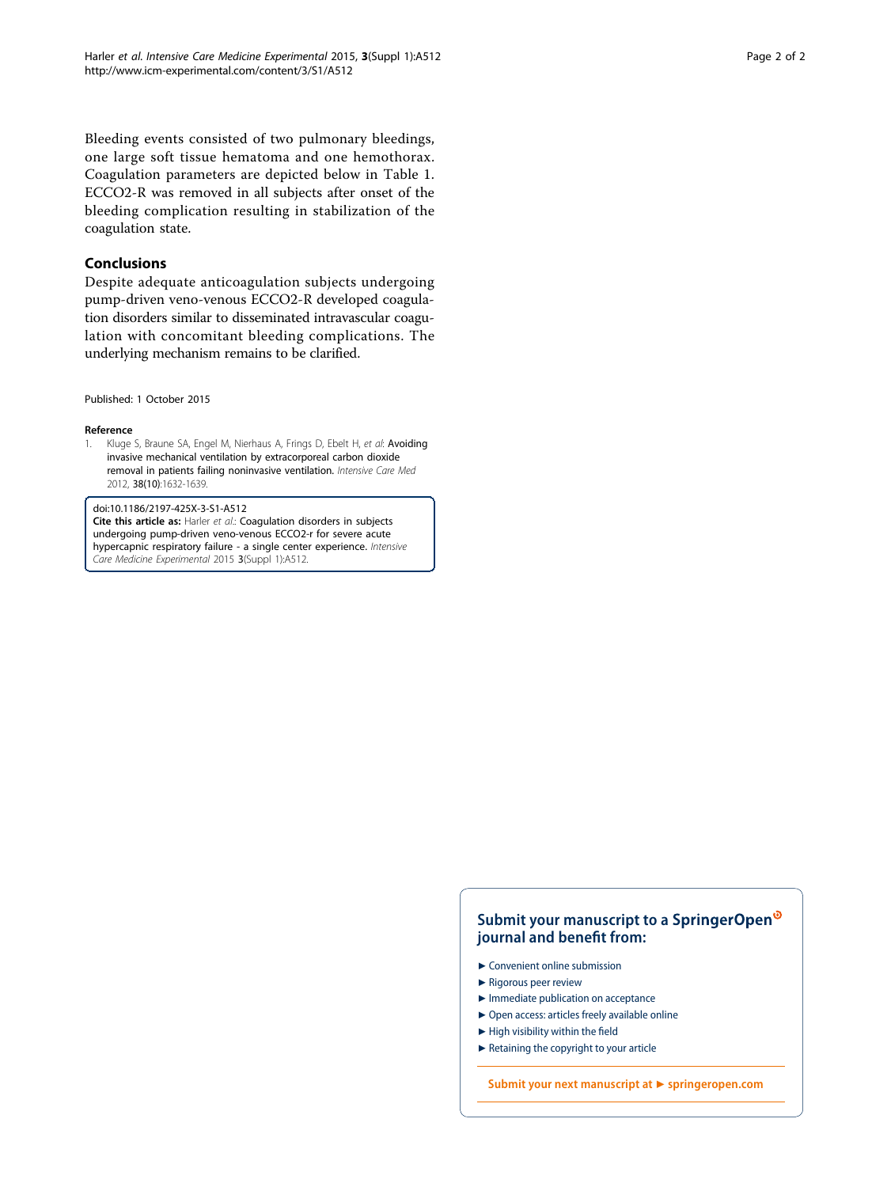Bleeding events consisted of two pulmonary bleedings, one large soft tissue hematoma and one hemothorax. Coagulation parameters are depicted below in Table 1. ECCO2-R was removed in all subjects after onset of the bleeding complication resulting in stabilization of the coagulation state.

## Conclusions

Despite adequate anticoagulation subjects undergoing pump-driven veno-venous ECCO2-R developed coagulation disorders similar to disseminated intravascular coagulation with concomitant bleeding complications. The underlying mechanism remains to be clarified.

Published: 1 October 2015

#### Reference

1. Kluge S, Braune SA, Engel M, Nierhaus A, Frings D, Ebelt H, *et al*: **Avoiding invasive mechanical ventilation by extracorporeal carbon dioxide removal in patients failing noninvasive ventilation.** *Intensive Care Med* 2012, **38(10)**:1632-1639.

doi:10.1186/2197-425X-3-S1-A512
**Cite this article as:** Harler *et al.*: Coagulation disorders in subjects undergoing pump-driven veno-venous ECCO2-r for severe acute hypercapnic respiratory failure - a single center experience. *Intensive Care Medicine Experimental* 2015 **3**(Suppl 1):A512.

**Submit your manuscript to a SpringerOpen journal and benefit from:**

- ► Convenient online submission
- ► Rigorous peer review
- ► Immediate publication on acceptance
- ► Open access: articles freely available online
- ► High visibility within the field
- ► Retaining the copyright to your article

**Submit your next manuscript at ► springeropen.com**